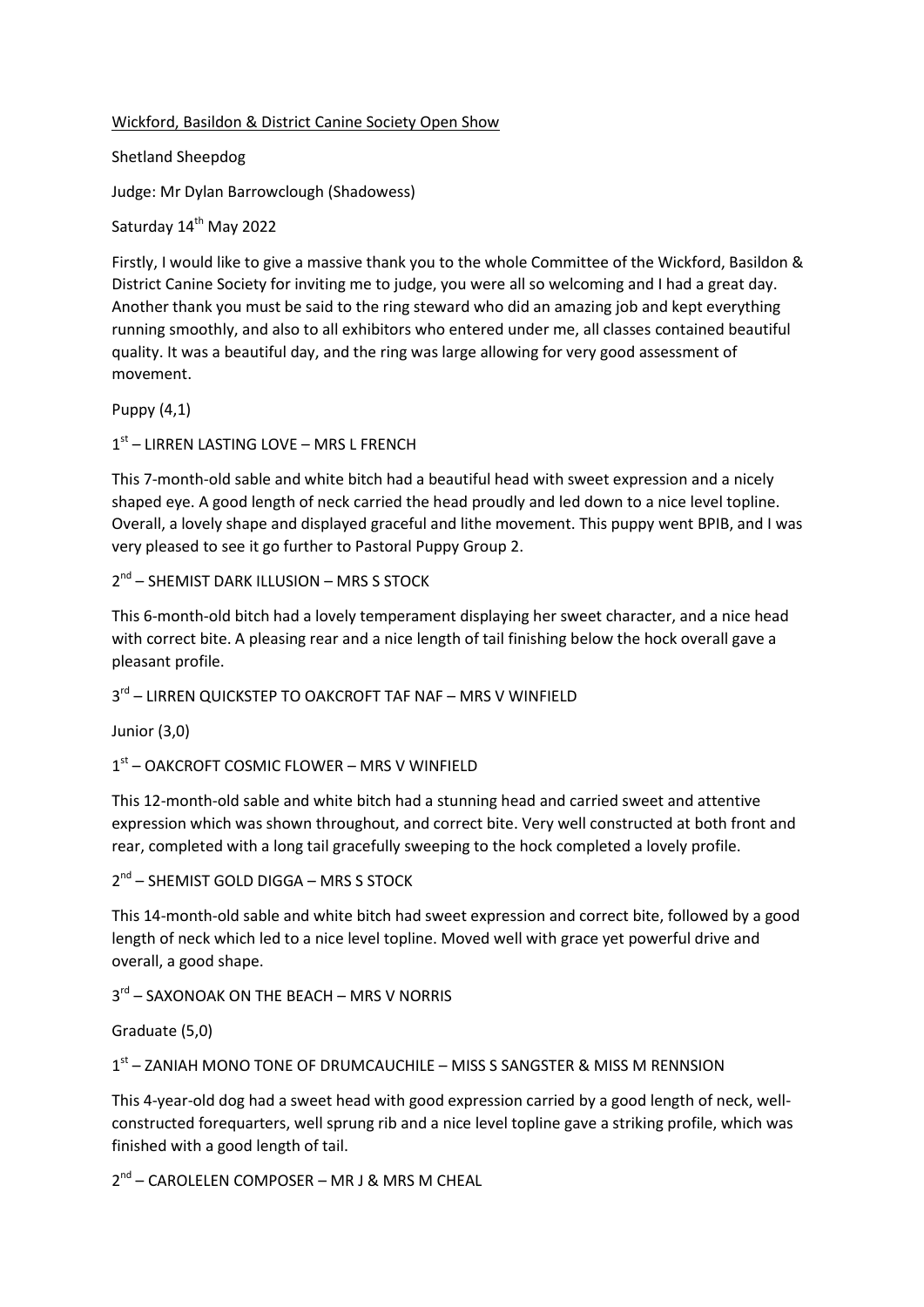Wickford, Basildon & District Canine Society Open Show

Shetland Sheepdog

Judge: Mr Dylan Barrowclough (Shadowess)

Saturday 14th May 2022

Firstly, I would like to give a massive thank you to the whole Committee of the Wickford, Basildon & District Canine Society for inviting me to judge, you were all so welcoming and I had a great day. Another thank you must be said to the ring steward who did an amazing job and kept everything running smoothly, and also to all exhibitors who entered under me, all classes contained beautiful quality. It was a beautiful day, and the ring was large allowing for very good assessment of movement.

Puppy (4,1)

1st – LIRREN LASTING LOVE – MRS L FRENCH

This 7-month-old sable and white bitch had a beautiful head with sweet expression and a nicely shaped eye. A good length of neck carried the head proudly and led down to a nice level topline. Overall, a lovely shape and displayed graceful and lithe movement. This puppy went BPIB, and I was very pleased to see it go further to Pastoral Puppy Group 2.

2nd – SHEMIST DARK ILLUSION – MRS S STOCK

This 6-month-old bitch had a lovely temperament displaying her sweet character, and a nice head with correct bite. A pleasing rear and a nice length of tail finishing below the hock overall gave a pleasant profile.

3rd – LIRREN QUICKSTEP TO OAKCROFT TAF NAF – MRS V WINFIELD

Junior (3,0)

1st – OAKCROFT COSMIC FLOWER – MRS V WINFIELD

This 12-month-old sable and white bitch had a stunning head and carried sweet and attentive expression which was shown throughout, and correct bite. Very well constructed at both front and rear, completed with a long tail gracefully sweeping to the hock completed a lovely profile.

2nd – SHEMIST GOLD DIGGA – MRS S STOCK

This 14-month-old sable and white bitch had sweet expression and correct bite, followed by a good length of neck which led to a nice level topline. Moved well with grace yet powerful drive and overall, a good shape.

3rd – SAXONOAK ON THE BEACH – MRS V NORRIS

Graduate (5,0)

1st – ZANIAH MONO TONE OF DRUMCAUCHILE – MISS S SANGSTER & MISS M RENNSION

This 4-year-old dog had a sweet head with good expression carried by a good length of neck, well-constructed forequarters, well sprung rib and a nice level topline gave a striking profile, which was finished with a good length of tail.

2nd – CAROLELEN COMPOSER – MR J & MRS M CHEAL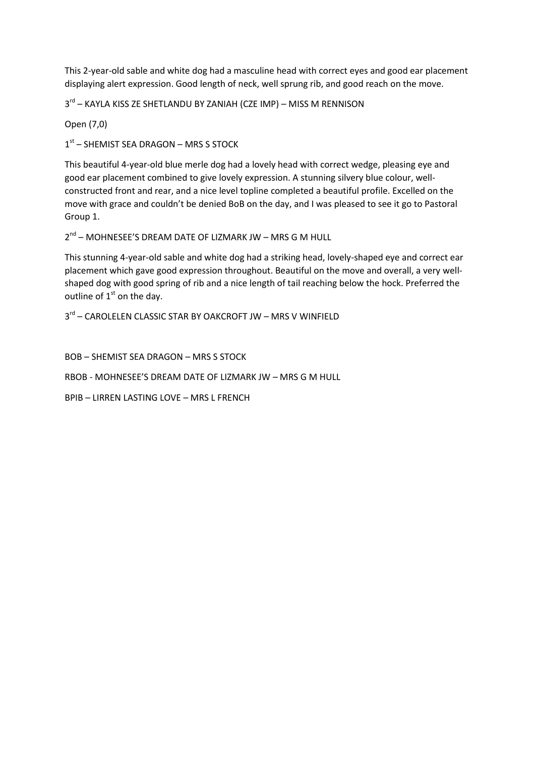This 2-year-old sable and white dog had a masculine head with correct eyes and good ear placement displaying alert expression. Good length of neck, well sprung rib, and good reach on the move.

3rd – KAYLA KISS ZE SHETLANDU BY ZANIAH (CZE IMP) – MISS M RENNISON

Open (7,0)

1st – SHEMIST SEA DRAGON – MRS S STOCK

This beautiful 4-year-old blue merle dog had a lovely head with correct wedge, pleasing eye and good ear placement combined to give lovely expression. A stunning silvery blue colour, well-constructed front and rear, and a nice level topline completed a beautiful profile. Excelled on the move with grace and couldn't be denied BoB on the day, and I was pleased to see it go to Pastoral Group 1.

2nd – MOHNESEE'S DREAM DATE OF LIZMARK JW – MRS G M HULL

This stunning 4-year-old sable and white dog had a striking head, lovely-shaped eye and correct ear placement which gave good expression throughout. Beautiful on the move and overall, a very well-shaped dog with good spring of rib and a nice length of tail reaching below the hock. Preferred the outline of 1st on the day.

3rd – CAROLELEN CLASSIC STAR BY OAKCROFT JW – MRS V WINFIELD

BOB – SHEMIST SEA DRAGON – MRS S STOCK

RBOB - MOHNESEE'S DREAM DATE OF LIZMARK JW – MRS G M HULL

BPIB – LIRREN LASTING LOVE – MRS L FRENCH